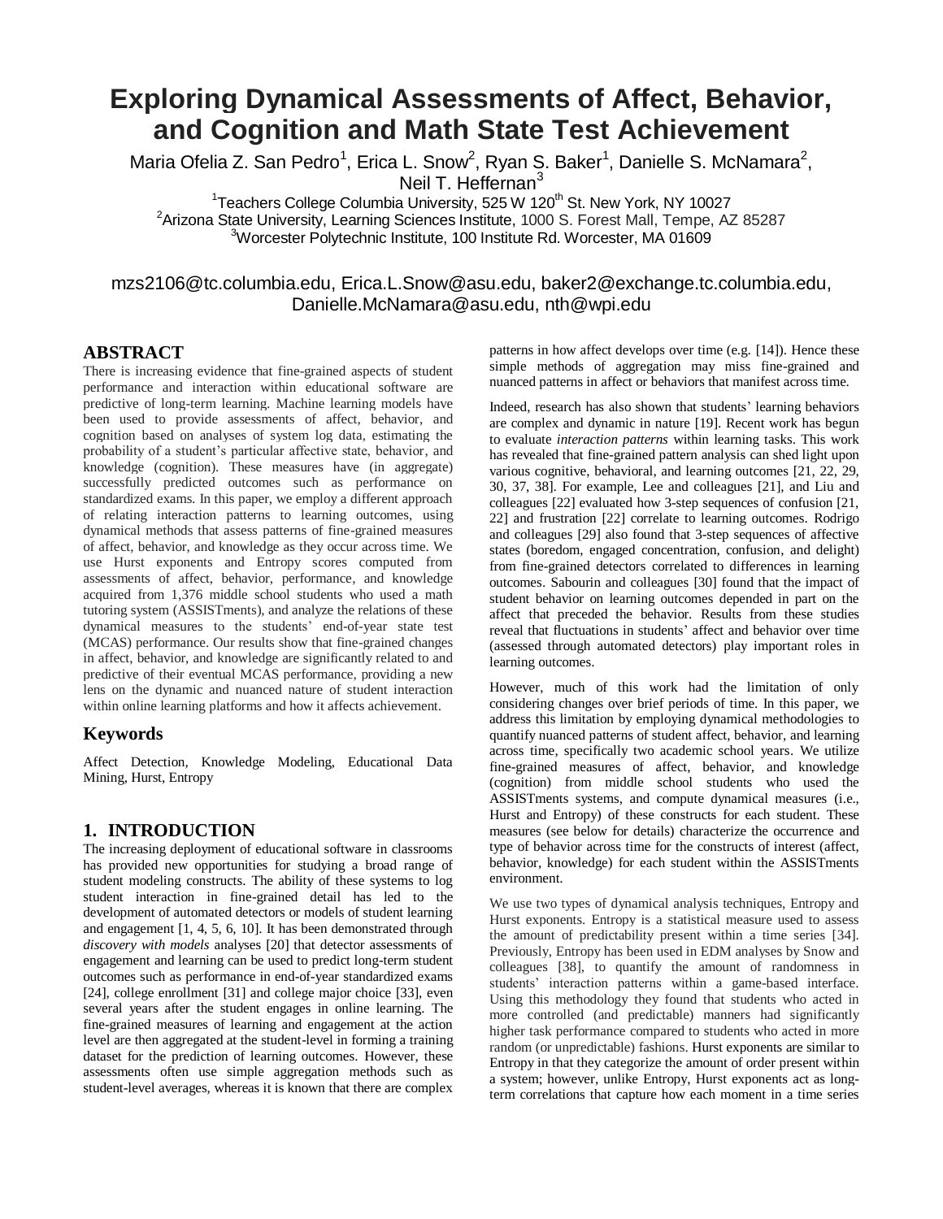# Exploring Dynamical Assessments of Affect, Behavior, and Cognition and Math State Test Achievement

Maria Ofelia Z. San Pedro[1], Erica L. Snow[2], Ryan S. Baker[1], Danielle S. McNamara[2], Neil T. Heffernan[3]

[1]Teachers College Columbia University, 525 W 120th St. New York, NY 10027
[2]Arizona State University, Learning Sciences Institute, 1000 S. Forest Mall, Tempe, AZ 85287
[3]Worcester Polytechnic Institute, 100 Institute Rd. Worcester, MA 01609

mzs2106@tc.columbia.edu, Erica.L.Snow@asu.edu, baker2@exchange.tc.columbia.edu, Danielle.McNamara@asu.edu, nth@wpi.edu

## ABSTRACT

There is increasing evidence that fine-grained aspects of student performance and interaction within educational software are predictive of long-term learning. Machine learning models have been used to provide assessments of affect, behavior, and cognition based on analyses of system log data, estimating the probability of a student's particular affective state, behavior, and knowledge (cognition). These measures have (in aggregate) successfully predicted outcomes such as performance on standardized exams. In this paper, we employ a different approach of relating interaction patterns to learning outcomes, using dynamical methods that assess patterns of fine-grained measures of affect, behavior, and knowledge as they occur across time. We use Hurst exponents and Entropy scores computed from assessments of affect, behavior, performance, and knowledge acquired from 1,376 middle school students who used a math tutoring system (ASSISTments), and analyze the relations of these dynamical measures to the students' end-of-year state test (MCAS) performance. Our results show that fine-grained changes in affect, behavior, and knowledge are significantly related to and predictive of their eventual MCAS performance, providing a new lens on the dynamic and nuanced nature of student interaction within online learning platforms and how it affects achievement.

## Keywords

Affect Detection, Knowledge Modeling, Educational Data Mining, Hurst, Entropy

## 1. INTRODUCTION

The increasing deployment of educational software in classrooms has provided new opportunities for studying a broad range of student modeling constructs. The ability of these systems to log student interaction in fine-grained detail has led to the development of automated detectors or models of student learning and engagement [1, 4, 5, 6, 10]. It has been demonstrated through *discovery with models* analyses [20] that detector assessments of engagement and learning can be used to predict long-term student outcomes such as performance in end-of-year standardized exams [24], college enrollment [31] and college major choice [33], even several years after the student engages in online learning. The fine-grained measures of learning and engagement at the action level are then aggregated at the student-level in forming a training dataset for the prediction of learning outcomes. However, these assessments often use simple aggregation methods such as student-level averages, whereas it is known that there are complex patterns in how affect develops over time (e.g. [14]). Hence these simple methods of aggregation may miss fine-grained and nuanced patterns in affect or behaviors that manifest across time.

Indeed, research has also shown that students' learning behaviors are complex and dynamic in nature [19]. Recent work has begun to evaluate *interaction patterns* within learning tasks. This work has revealed that fine-grained pattern analysis can shed light upon various cognitive, behavioral, and learning outcomes [21, 22, 29, 30, 37, 38]. For example, Lee and colleagues [21], and Liu and colleagues [22] evaluated how 3-step sequences of confusion [21, 22] and frustration [22] correlate to learning outcomes. Rodrigo and colleagues [29] also found that 3-step sequences of affective states (boredom, engaged concentration, confusion, and delight) from fine-grained detectors correlated to differences in learning outcomes. Sabourin and colleagues [30] found that the impact of student behavior on learning outcomes depended in part on the affect that preceded the behavior. Results from these studies reveal that fluctuations in students' affect and behavior over time (assessed through automated detectors) play important roles in learning outcomes.

However, much of this work had the limitation of only considering changes over brief periods of time. In this paper, we address this limitation by employing dynamical methodologies to quantify nuanced patterns of student affect, behavior, and learning across time, specifically two academic school years. We utilize fine-grained measures of affect, behavior, and knowledge (cognition) from middle school students who used the ASSISTments systems, and compute dynamical measures (i.e., Hurst and Entropy) of these constructs for each student. These measures (see below for details) characterize the occurrence and type of behavior across time for the constructs of interest (affect, behavior, knowledge) for each student within the ASSISTments environment.

We use two types of dynamical analysis techniques, Entropy and Hurst exponents. Entropy is a statistical measure used to assess the amount of predictability present within a time series [34]. Previously, Entropy has been used in EDM analyses by Snow and colleagues [38], to quantify the amount of randomness in students' interaction patterns within a game-based interface. Using this methodology they found that students who acted in more controlled (and predictable) manners had significantly higher task performance compared to students who acted in more random (or unpredictable) fashions. Hurst exponents are similar to Entropy in that they categorize the amount of order present within a system; however, unlike Entropy, Hurst exponents act as long-term correlations that capture how each moment in a time series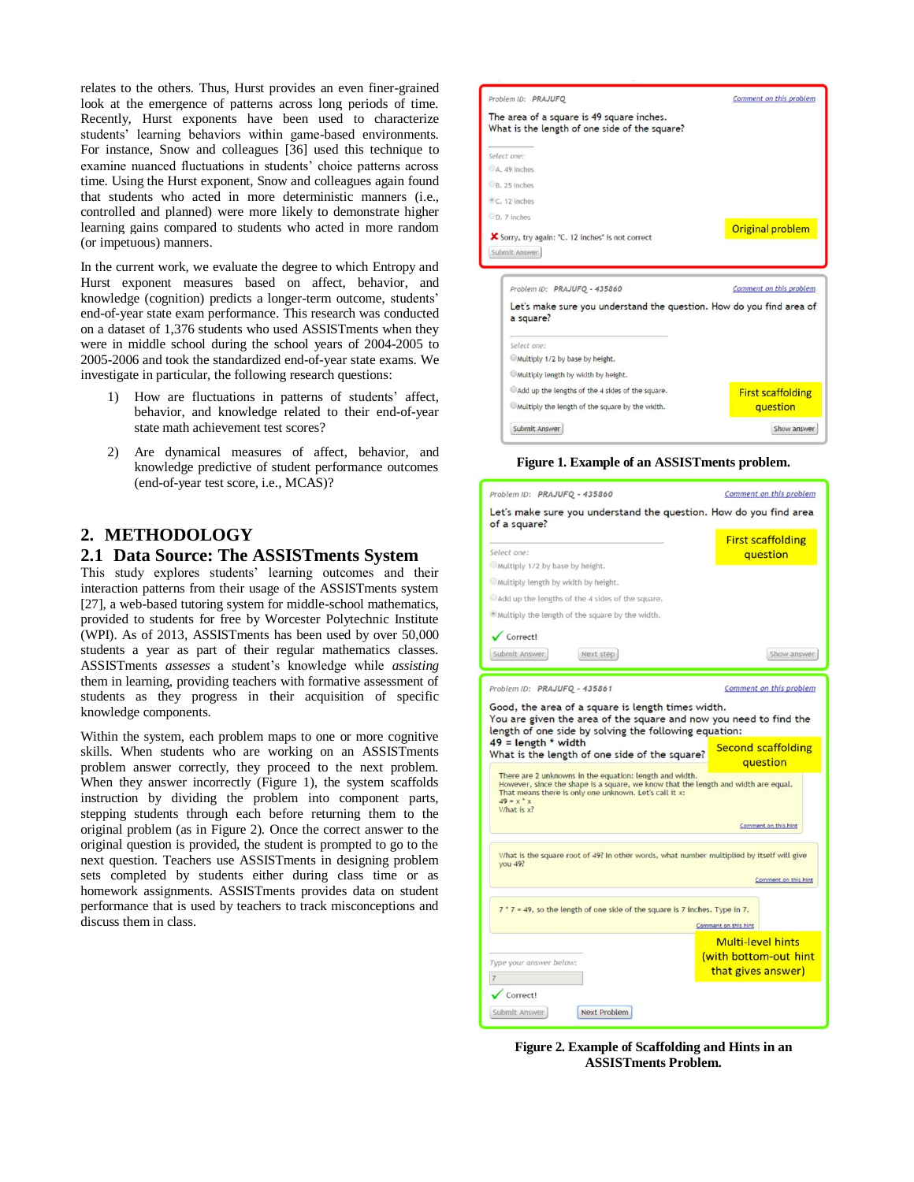relates to the others. Thus, Hurst provides an even finer-grained look at the emergence of patterns across long periods of time. Recently, Hurst exponents have been used to characterize students' learning behaviors within game-based environments. For instance, Snow and colleagues [36] used this technique to examine nuanced fluctuations in students' choice patterns across time. Using the Hurst exponent, Snow and colleagues again found that students who acted in more deterministic manners (i.e., controlled and planned) were more likely to demonstrate higher learning gains compared to students who acted in more random (or impetuous) manners.

In the current work, we evaluate the degree to which Entropy and Hurst exponent measures based on affect, behavior, and knowledge (cognition) predicts a longer-term outcome, students' end-of-year state exam performance. This research was conducted on a dataset of 1,376 students who used ASSISTments when they were in middle school during the school years of 2004-2005 to 2005-2006 and took the standardized end-of-year state exams. We investigate in particular, the following research questions:

1) How are fluctuations in patterns of students' affect, behavior, and knowledge related to their end-of-year state math achievement test scores?
2) Are dynamical measures of affect, behavior, and knowledge predictive of student performance outcomes (end-of-year test score, i.e., MCAS)?

## 2. METHODOLOGY

### 2.1 Data Source: The ASSISTments System

This study explores students' learning outcomes and their interaction patterns from their usage of the ASSISTments system [27], a web-based tutoring system for middle-school mathematics, provided to students for free by Worcester Polytechnic Institute (WPI). As of 2013, ASSISTments has been used by over 50,000 students a year as part of their regular mathematics classes. ASSISTments *assesses* a student's knowledge while *assisting* them in learning, providing teachers with formative assessment of students as they progress in their acquisition of specific knowledge components.

Within the system, each problem maps to one or more cognitive skills. When students who are working on an ASSISTments problem answer correctly, they proceed to the next problem. When they answer incorrectly (Figure 1), the system scaffolds instruction by dividing the problem into component parts, stepping students through each before returning them to the original problem (as in Figure 2). Once the correct answer to the original question is provided, the student is prompted to go to the next question. Teachers use ASSISTments in designing problem sets completed by students either during class time or as homework assignments. ASSISTments provides data on student performance that is used by teachers to track misconceptions and discuss them in class.

Problem ID: PRAJUFQ — Comment on this problem

The area of a square is 49 square inches.
What is the length of one side of the square?

Select one:
- A. 49 inches
- B. 25 inches
- C. 12 inches
- D. 7 inches

Sorry, try again: "C. 12 inches" is not correct

Submit Answer

Original problem

Problem ID: PRAJUFQ - 435860 — Comment on this problem

Let's make sure you understand the question. How do you find area of a square?

Select one:
- Multiply 1/2 by base by height.
- Multiply length by width by height.
- Add up the lengths of the 4 sides of the square.
- Multiply the length of the square by the width.

Submit Answer — Show answer

First scaffolding question

**Figure 1. Example of an ASSISTments problem.**

Problem ID: PRAJUFQ - 435860 — Comment on this problem

Let's make sure you understand the question. How do you find area of a square?

Select one:
- Multiply 1/2 by base by height.
- Multiply length by width by height.
- Add up the lengths of the 4 sides of the square.
- Multiply the length of the square by the width.

Correct!

Submit Answer — Next step — Show answer

First scaffolding question

Problem ID: PRAJUFQ - 435861 — Comment on this problem

Good, the area of a square is length times width.
You are given the area of the square and now you need to find the length of one side by solving the following equation:
49 = length * width
What is the length of one side of the square?

Second scaffolding question

There are 2 unknowns in the equation: length and width.
However, since the shape is a square, we know that the length and width are equal.
That means there is only one unknown. Let's call it x:
49 = x * x
What is x?

Comment on this hint

What is the square root of 49? In other words, what number multiplied by itself will give you 49?

Comment on this hint

7 * 7 = 49, so the length of one side of the square is 7 inches. Type in 7.

Comment on this hint

Multi-level hints (with bottom-out hint that gives answer)

Type your answer below:
7

Correct!

Submit Answer — Next Problem

**Figure 2. Example of Scaffolding and Hints in an ASSISTments Problem.**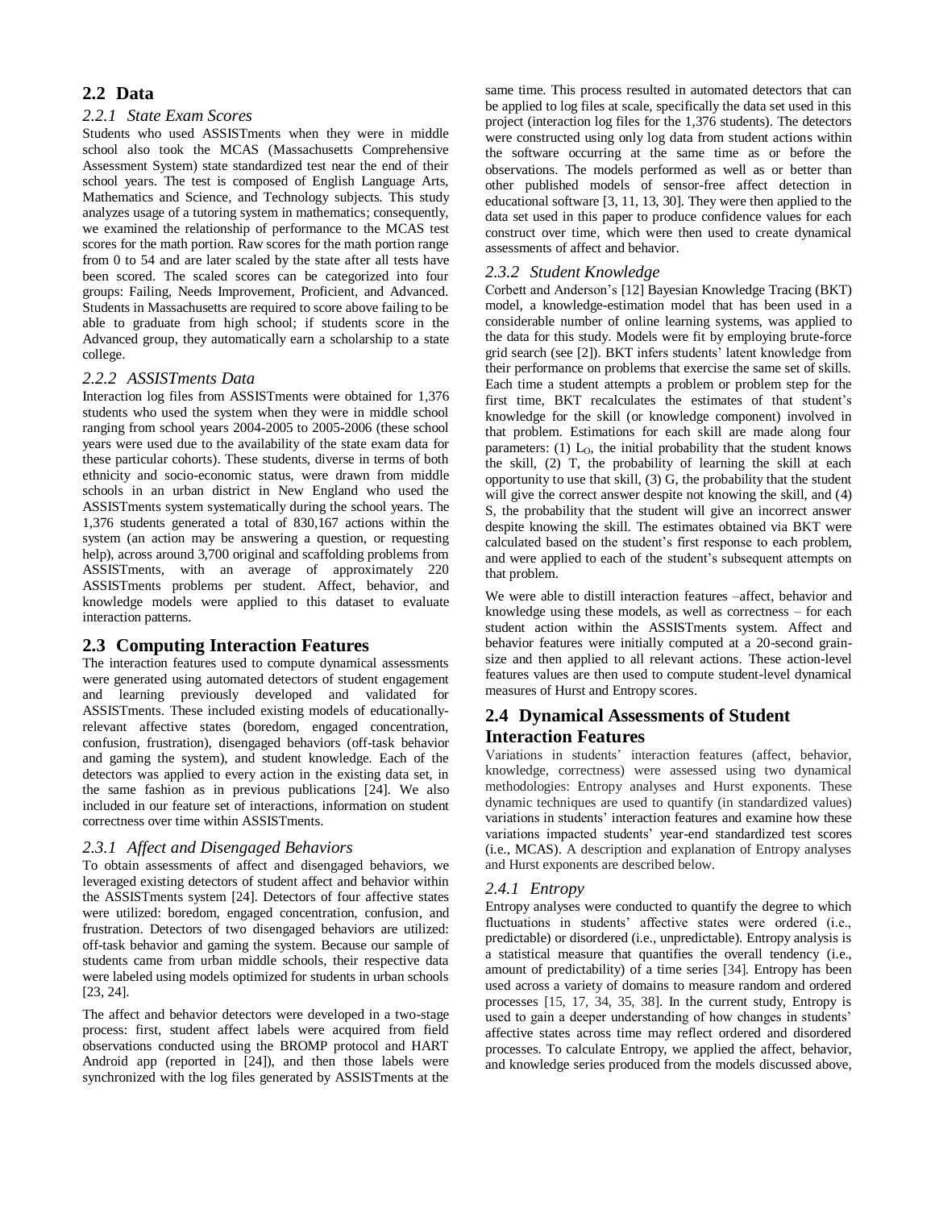## 2.2 Data

### 2.2.1 State Exam Scores

Students who used ASSISTments when they were in middle school also took the MCAS (Massachusetts Comprehensive Assessment System) state standardized test near the end of their school years. The test is composed of English Language Arts, Mathematics and Science, and Technology subjects. This study analyzes usage of a tutoring system in mathematics; consequently, we examined the relationship of performance to the MCAS test scores for the math portion. Raw scores for the math portion range from 0 to 54 and are later scaled by the state after all tests have been scored. The scaled scores can be categorized into four groups: Failing, Needs Improvement, Proficient, and Advanced. Students in Massachusetts are required to score above failing to be able to graduate from high school; if students score in the Advanced group, they automatically earn a scholarship to a state college.

### 2.2.2 ASSISTments Data

Interaction log files from ASSISTments were obtained for 1,376 students who used the system when they were in middle school ranging from school years 2004-2005 to 2005-2006 (these school years were used due to the availability of the state exam data for these particular cohorts). These students, diverse in terms of both ethnicity and socio-economic status, were drawn from middle schools in an urban district in New England who used the ASSISTments system systematically during the school years. The 1,376 students generated a total of 830,167 actions within the system (an action may be answering a question, or requesting help), across around 3,700 original and scaffolding problems from ASSISTments, with an average of approximately 220 ASSISTments problems per student. Affect, behavior, and knowledge models were applied to this dataset to evaluate interaction patterns.

## 2.3 Computing Interaction Features

The interaction features used to compute dynamical assessments were generated using automated detectors of student engagement and learning previously developed and validated for ASSISTments. These included existing models of educationally-relevant affective states (boredom, engaged concentration, confusion, frustration), disengaged behaviors (off-task behavior and gaming the system), and student knowledge. Each of the detectors was applied to every action in the existing data set, in the same fashion as in previous publications [24]. We also included in our feature set of interactions, information on student correctness over time within ASSISTments.

### 2.3.1 Affect and Disengaged Behaviors

To obtain assessments of affect and disengaged behaviors, we leveraged existing detectors of student affect and behavior within the ASSISTments system [24]. Detectors of four affective states were utilized: boredom, engaged concentration, confusion, and frustration. Detectors of two disengaged behaviors are utilized: off-task behavior and gaming the system. Because our sample of students came from urban middle schools, their respective data were labeled using models optimized for students in urban schools [23, 24].

The affect and behavior detectors were developed in a two-stage process: first, student affect labels were acquired from field observations conducted using the BROMP protocol and HART Android app (reported in [24]), and then those labels were synchronized with the log files generated by ASSISTments at the same time. This process resulted in automated detectors that can be applied to log files at scale, specifically the data set used in this project (interaction log files for the 1,376 students). The detectors were constructed using only log data from student actions within the software occurring at the same time as or before the observations. The models performed as well as or better than other published models of sensor-free affect detection in educational software [3, 11, 13, 30]. They were then applied to the data set used in this paper to produce confidence values for each construct over time, which were then used to create dynamical assessments of affect and behavior.

### 2.3.2 Student Knowledge

Corbett and Anderson's [12] Bayesian Knowledge Tracing (BKT) model, a knowledge-estimation model that has been used in a considerable number of online learning systems, was applied to the data for this study. Models were fit by employing brute-force grid search (see [2]). BKT infers students' latent knowledge from their performance on problems that exercise the same set of skills. Each time a student attempts a problem or problem step for the first time, BKT recalculates the estimates of that student's knowledge for the skill (or knowledge component) involved in that problem. Estimations for each skill are made along four parameters: (1) $L_O$, the initial probability that the student knows the skill, (2) T, the probability of learning the skill at each opportunity to use that skill, (3) G, the probability that the student will give the correct answer despite not knowing the skill, and (4) S, the probability that the student will give an incorrect answer despite knowing the skill. The estimates obtained via BKT were calculated based on the student's first response to each problem, and were applied to each of the student's subsequent attempts on that problem.

We were able to distill interaction features –affect, behavior and knowledge using these models, as well as correctness – for each student action within the ASSISTments system. Affect and behavior features were initially computed at a 20-second grain-size and then applied to all relevant actions. These action-level features values are then used to compute student-level dynamical measures of Hurst and Entropy scores.

## 2.4 Dynamical Assessments of Student Interaction Features

Variations in students' interaction features (affect, behavior, knowledge, correctness) were assessed using two dynamical methodologies: Entropy analyses and Hurst exponents. These dynamic techniques are used to quantify (in standardized values) variations in students' interaction features and examine how these variations impacted students' year-end standardized test scores (i.e., MCAS). A description and explanation of Entropy analyses and Hurst exponents are described below.

### 2.4.1 Entropy

Entropy analyses were conducted to quantify the degree to which fluctuations in students' affective states were ordered (i.e., predictable) or disordered (i.e., unpredictable). Entropy analysis is a statistical measure that quantifies the overall tendency (i.e., amount of predictability) of a time series [34]. Entropy has been used across a variety of domains to measure random and ordered processes [15, 17, 34, 35, 38]. In the current study, Entropy is used to gain a deeper understanding of how changes in students' affective states across time may reflect ordered and disordered processes. To calculate Entropy, we applied the affect, behavior, and knowledge series produced from the models discussed above,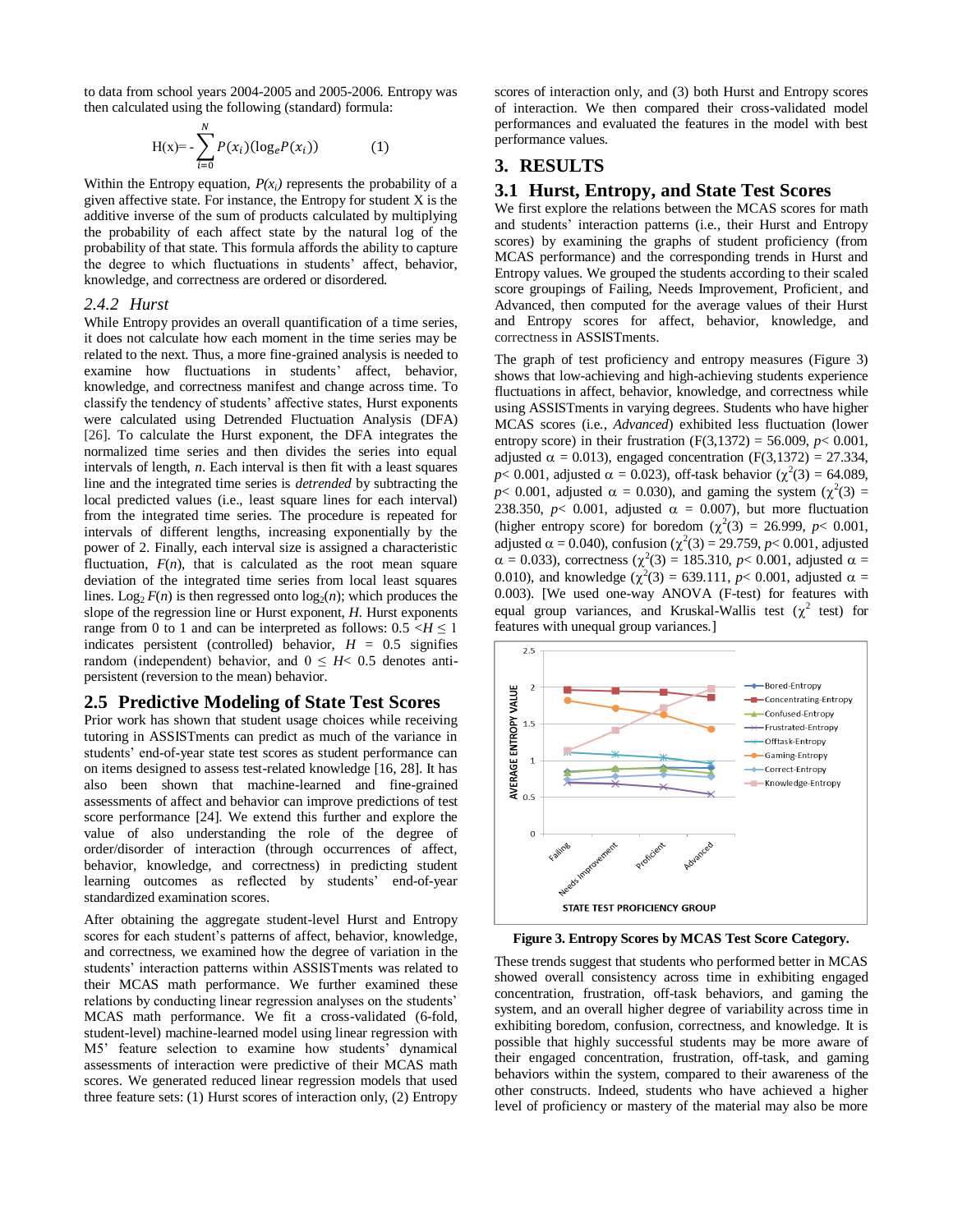to data from school years 2004-2005 and 2005-2006. Entropy was then calculated using the following (standard) formula:

$$\text{H(x)}= - \sum_{i=0}^{N} P(x_i)(\log_e P(x_i)) \qquad (1)$$

Within the Entropy equation, $P(x_i)$ represents the probability of a given affective state. For instance, the Entropy for student X is the additive inverse of the sum of products calculated by multiplying the probability of each affect state by the natural log of the probability of that state. This formula affords the ability to capture the degree to which fluctuations in students' affect, behavior, knowledge, and correctness are ordered or disordered.

### *2.4.2 Hurst*

While Entropy provides an overall quantification of a time series, it does not calculate how each moment in the time series may be related to the next. Thus, a more fine-grained analysis is needed to examine how fluctuations in students' affect, behavior, knowledge, and correctness manifest and change across time. To classify the tendency of students' affective states, Hurst exponents were calculated using Detrended Fluctuation Analysis (DFA) [26]. To calculate the Hurst exponent, the DFA integrates the normalized time series and then divides the series into equal intervals of length, $n$. Each interval is then fit with a least squares line and the integrated time series is *detrended* by subtracting the local predicted values (i.e., least square lines for each interval) from the integrated time series. The procedure is repeated for intervals of different lengths, increasing exponentially by the power of 2. Finally, each interval size is assigned a characteristic fluctuation, $F(n)$, that is calculated as the root mean square deviation of the integrated time series from local least squares lines. $\text{Log}_2 F(n)$ is then regressed onto $\log_2(n)$; which produces the slope of the regression line or Hurst exponent, $H$. Hurst exponents range from 0 to 1 and can be interpreted as follows: $0.5 < H \leq 1$ indicates persistent (controlled) behavior, $H = 0.5$ signifies random (independent) behavior, and $0 \leq H < 0.5$ denotes anti-persistent (reversion to the mean) behavior.

## 2.5 Predictive Modeling of State Test Scores

Prior work has shown that student usage choices while receiving tutoring in ASSISTments can predict as much of the variance in students' end-of-year state test scores as student performance can on items designed to assess test-related knowledge [16, 28]. It has also been shown that machine-learned and fine-grained assessments of affect and behavior can improve predictions of test score performance [24]. We extend this further and explore the value of also understanding the role of the degree of order/disorder of interaction (through occurrences of affect, behavior, knowledge, and correctness) in predicting student learning outcomes as reflected by students' end-of-year standardized examination scores.

After obtaining the aggregate student-level Hurst and Entropy scores for each student's patterns of affect, behavior, knowledge, and correctness, we examined how the degree of variation in the students' interaction patterns within ASSISTments was related to their MCAS math performance. We further examined these relations by conducting linear regression analyses on the students' MCAS math performance. We fit a cross-validated (6-fold, student-level) machine-learned model using linear regression with M5' feature selection to examine how students' dynamical assessments of interaction were predictive of their MCAS math scores. We generated reduced linear regression models that used three feature sets: (1) Hurst scores of interaction only, (2) Entropy scores of interaction only, and (3) both Hurst and Entropy scores of interaction. We then compared their cross-validated model performances and evaluated the features in the model with best performance values.

# 3. RESULTS

## 3.1 Hurst, Entropy, and State Test Scores

We first explore the relations between the MCAS scores for math and students' interaction patterns (i.e., their Hurst and Entropy scores) by examining the graphs of student proficiency (from MCAS performance) and the corresponding trends in Hurst and Entropy values. We grouped the students according to their scaled score groupings of Failing, Needs Improvement, Proficient, and Advanced, then computed for the average values of their Hurst and Entropy scores for affect, behavior, knowledge, and correctness in ASSISTments.

The graph of test proficiency and entropy measures (Figure 3) shows that low-achieving and high-achieving students experience fluctuations in affect, behavior, knowledge, and correctness while using ASSISTments in varying degrees. Students who have higher MCAS scores (i.e., *Advanced*) exhibited less fluctuation (lower entropy score) in their frustration ($F(3,1372) = 56.009$, $p < 0.001$, adjusted $\alpha = 0.013$), engaged concentration ($F(3,1372) = 27.334$, $p < 0.001$, adjusted $\alpha = 0.023$), off-task behavior ($\chi^2(3) = 64.089$, $p < 0.001$, adjusted $\alpha = 0.030$), and gaming the system ($\chi^2(3) = 238.350$, $p < 0.001$, adjusted $\alpha = 0.007$), but more fluctuation (higher entropy score) for boredom ($\chi^2(3) = 26.999$, $p < 0.001$, adjusted $\alpha = 0.040$), confusion ($\chi^2(3) = 29.759$, $p < 0.001$, adjusted $\alpha = 0.033$), correctness ($\chi^2(3) = 185.310$, $p < 0.001$, adjusted $\alpha = 0.010$), and knowledge ($\chi^2(3) = 639.111$, $p < 0.001$, adjusted $\alpha = 0.003$). [We used one-way ANOVA (F-test) for features with equal group variances, and Kruskal-Wallis test ($\chi^2$ test) for features with unequal group variances.]

**Figure 3. Entropy Scores by MCAS Test Score Category.**

These trends suggest that students who performed better in MCAS showed overall consistency across time in exhibiting engaged concentration, frustration, off-task behaviors, and gaming the system, and an overall higher degree of variability across time in exhibiting boredom, confusion, correctness, and knowledge. It is possible that highly successful students may be more aware of their engaged concentration, frustration, off-task, and gaming behaviors within the system, compared to their awareness of the other constructs. Indeed, students who have achieved a higher level of proficiency or mastery of the material may also be more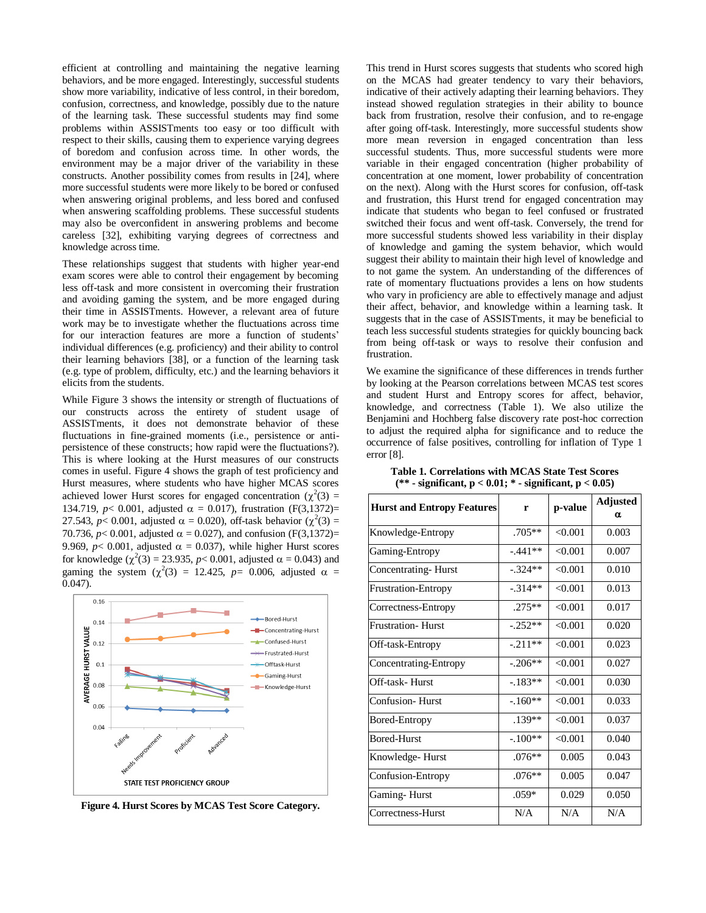efficient at controlling and maintaining the negative learning behaviors, and be more engaged. Interestingly, successful students show more variability, indicative of less control, in their boredom, confusion, correctness, and knowledge, possibly due to the nature of the learning task. These successful students may find some problems within ASSISTments too easy or too difficult with respect to their skills, causing them to experience varying degrees of boredom and confusion across time. In other words, the environment may be a major driver of the variability in these constructs. Another possibility comes from results in [24], where more successful students were more likely to be bored or confused when answering original problems, and less bored and confused when answering scaffolding problems. These successful students may also be overconfident in answering problems and become careless [32], exhibiting varying degrees of correctness and knowledge across time.

These relationships suggest that students with higher year-end exam scores were able to control their engagement by becoming less off-task and more consistent in overcoming their frustration and avoiding gaming the system, and be more engaged during their time in ASSISTments. However, a relevant area of future work may be to investigate whether the fluctuations across time for our interaction features are more a function of students' individual differences (e.g. proficiency) and their ability to control their learning behaviors [38], or a function of the learning task (e.g. type of problem, difficulty, etc.) and the learning behaviors it elicits from the students.

While Figure 3 shows the intensity or strength of fluctuations of our constructs across the entirety of student usage of ASSISTments, it does not demonstrate behavior of these fluctuations in fine-grained moments (i.e., persistence or anti-persistence of these constructs; how rapid were the fluctuations?). This is where looking at the Hurst measures of our constructs comes in useful. Figure 4 shows the graph of test proficiency and Hurst measures, where students who have higher MCAS scores achieved lower Hurst scores for engaged concentration ($\chi^2(3)$ = 134.719, $p$< 0.001, adjusted $\alpha$ = 0.017), frustration (F(3,1372)= 27.543, $p$< 0.001, adjusted $\alpha$ = 0.020), off-task behavior ($\chi^2(3)$ = 70.736, $p$< 0.001, adjusted $\alpha$ = 0.027), and confusion (F(3,1372)= 9.969, $p$< 0.001, adjusted $\alpha$ = 0.037), while higher Hurst scores for knowledge ($\chi^2(3)$ = 23.935, $p$< 0.001, adjusted $\alpha$ = 0.043) and gaming the system ($\chi^2(3)$ = 12.425, $p$= 0.006, adjusted $\alpha$ = 0.047).

**Figure 4. Hurst Scores by MCAS Test Score Category.**

This trend in Hurst scores suggests that students who scored high on the MCAS had greater tendency to vary their behaviors, indicative of their actively adapting their learning behaviors. They instead showed regulation strategies in their ability to bounce back from frustration, resolve their confusion, and to re-engage after going off-task. Interestingly, more successful students show more mean reversion in engaged concentration than less successful students. Thus, more successful students were more variable in their engaged concentration (higher probability of concentration at one moment, lower probability of concentration on the next). Along with the Hurst scores for confusion, off-task and frustration, this Hurst trend for engaged concentration may indicate that students who began to feel confused or frustrated switched their focus and went off-task. Conversely, the trend for more successful students showed less variability in their display of knowledge and gaming the system behavior, which would suggest their ability to maintain their high level of knowledge and to not game the system. An understanding of the differences of rate of momentary fluctuations provides a lens on how students who vary in proficiency are able to effectively manage and adjust their affect, behavior, and knowledge within a learning task. It suggests that in the case of ASSISTments, it may be beneficial to teach less successful students strategies for quickly bouncing back from being off-task or ways to resolve their confusion and frustration.

We examine the significance of these differences in trends further by looking at the Pearson correlations between MCAS test scores and student Hurst and Entropy scores for affect, behavior, knowledge, and correctness (Table 1). We also utilize the Benjamini and Hochberg false discovery rate post-hoc correction to adjust the required alpha for significance and to reduce the occurrence of false positives, controlling for inflation of Type 1 error [8].

**Table 1. Correlations with MCAS State Test Scores (** - significant, p < 0.01; * - significant, p < 0.05)**

| Hurst and Entropy Features | r | p-value | Adjusted α |
|---|---|---|---|
| Knowledge-Entropy | .705** | <0.001 | 0.003 |
| Gaming-Entropy | -.441** | <0.001 | 0.007 |
| Concentrating- Hurst | -.324** | <0.001 | 0.010 |
| Frustration-Entropy | -.314** | <0.001 | 0.013 |
| Correctness-Entropy | .275** | <0.001 | 0.017 |
| Frustration- Hurst | -.252** | <0.001 | 0.020 |
| Off-task-Entropy | -.211** | <0.001 | 0.023 |
| Concentrating-Entropy | -.206** | <0.001 | 0.027 |
| Off-task- Hurst | -.183** | <0.001 | 0.030 |
| Confusion- Hurst | -.160** | <0.001 | 0.033 |
| Bored-Entropy | .139** | <0.001 | 0.037 |
| Bored-Hurst | -.100** | <0.001 | 0.040 |
| Knowledge- Hurst | .076** | 0.005 | 0.043 |
| Confusion-Entropy | .076** | 0.005 | 0.047 |
| Gaming- Hurst | .059* | 0.029 | 0.050 |
| Correctness-Hurst | N/A | N/A | N/A |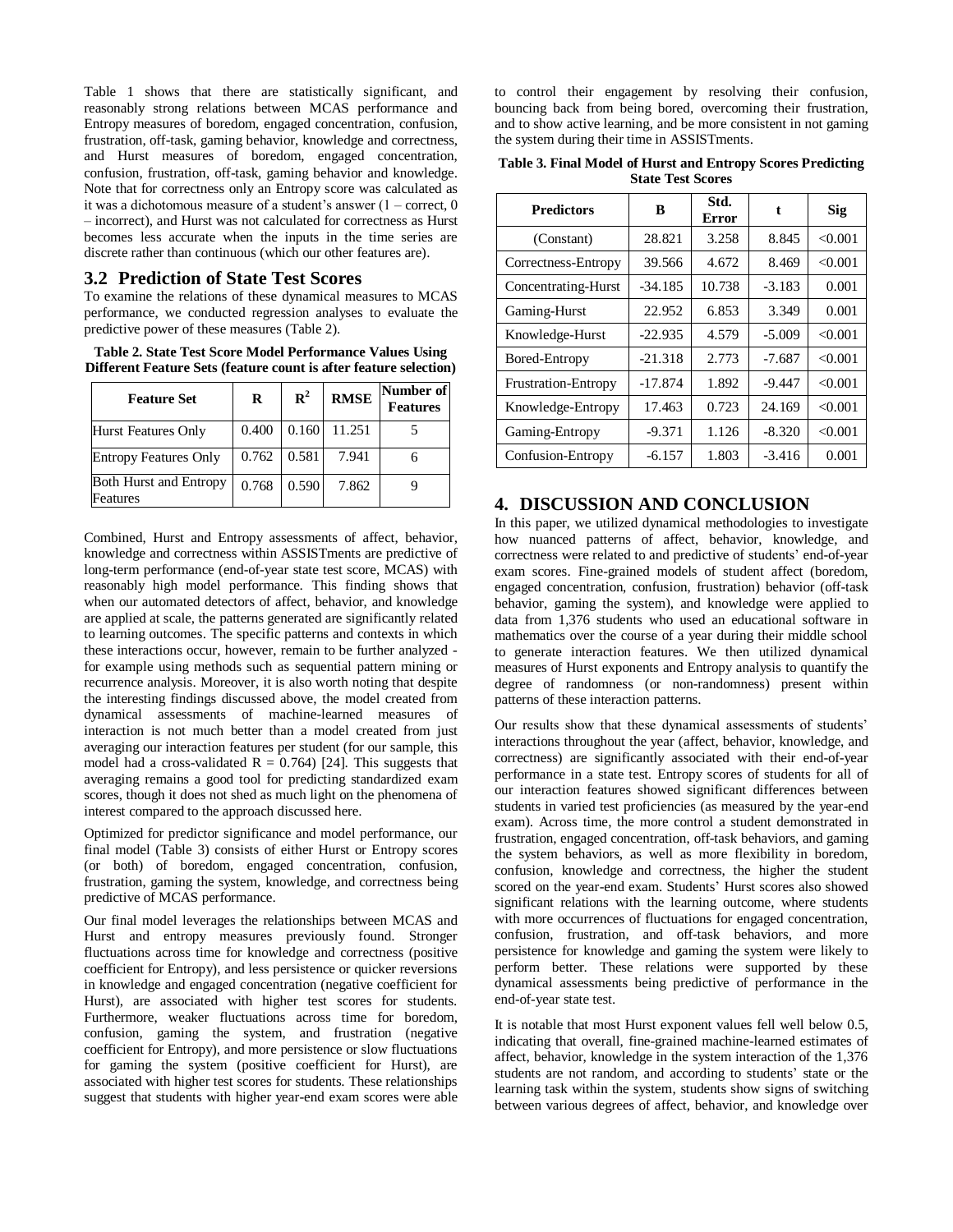Table 1 shows that there are statistically significant, and reasonably strong relations between MCAS performance and Entropy measures of boredom, engaged concentration, confusion, frustration, off-task, gaming behavior, knowledge and correctness, and Hurst measures of boredom, engaged concentration, confusion, frustration, off-task, gaming behavior and knowledge. Note that for correctness only an Entropy score was calculated as it was a dichotomous measure of a student's answer (1 – correct, 0 – incorrect), and Hurst was not calculated for correctness as Hurst becomes less accurate when the inputs in the time series are discrete rather than continuous (which our other features are).

### 3.2 Prediction of State Test Scores

To examine the relations of these dynamical measures to MCAS performance, we conducted regression analyses to evaluate the predictive power of these measures (Table 2).

**Table 2. State Test Score Model Performance Values Using Different Feature Sets (feature count is after feature selection)**

| Feature Set | R | $R^2$ | RMSE | Number of Features |
|---|---|---|---|---|
| Hurst Features Only | 0.400 | 0.160 | 11.251 | 5 |
| Entropy Features Only | 0.762 | 0.581 | 7.941 | 6 |
| Both Hurst and Entropy Features | 0.768 | 0.590 | 7.862 | 9 |

Combined, Hurst and Entropy assessments of affect, behavior, knowledge and correctness within ASSISTments are predictive of long-term performance (end-of-year state test score, MCAS) with reasonably high model performance. This finding shows that when our automated detectors of affect, behavior, and knowledge are applied at scale, the patterns generated are significantly related to learning outcomes. The specific patterns and contexts in which these interactions occur, however, remain to be further analyzed - for example using methods such as sequential pattern mining or recurrence analysis. Moreover, it is also worth noting that despite the interesting findings discussed above, the model created from dynamical assessments of machine-learned measures of interaction is not much better than a model created from just averaging our interaction features per student (for our sample, this model had a cross-validated R = 0.764) [24]. This suggests that averaging remains a good tool for predicting standardized exam scores, though it does not shed as much light on the phenomena of interest compared to the approach discussed here.

Optimized for predictor significance and model performance, our final model (Table 3) consists of either Hurst or Entropy scores (or both) of boredom, engaged concentration, confusion, frustration, gaming the system, knowledge, and correctness being predictive of MCAS performance.

Our final model leverages the relationships between MCAS and Hurst and entropy measures previously found. Stronger fluctuations across time for knowledge and correctness (positive coefficient for Entropy), and less persistence or quicker reversions in knowledge and engaged concentration (negative coefficient for Hurst), are associated with higher test scores for students. Furthermore, weaker fluctuations across time for boredom, confusion, gaming the system, and frustration (negative coefficient for Entropy), and more persistence or slow fluctuations for gaming the system (positive coefficient for Hurst), are associated with higher test scores for students. These relationships suggest that students with higher year-end exam scores were able to control their engagement by resolving their confusion, bouncing back from being bored, overcoming their frustration, and to show active learning, and be more consistent in not gaming the system during their time in ASSISTments.

**Table 3. Final Model of Hurst and Entropy Scores Predicting State Test Scores**

| Predictors | B | Std. Error | t | Sig |
|---|---|---|---|---|
| (Constant) | 28.821 | 3.258 | 8.845 | <0.001 |
| Correctness-Entropy | 39.566 | 4.672 | 8.469 | <0.001 |
| Concentrating-Hurst | -34.185 | 10.738 | -3.183 | 0.001 |
| Gaming-Hurst | 22.952 | 6.853 | 3.349 | 0.001 |
| Knowledge-Hurst | -22.935 | 4.579 | -5.009 | <0.001 |
| Bored-Entropy | -21.318 | 2.773 | -7.687 | <0.001 |
| Frustration-Entropy | -17.874 | 1.892 | -9.447 | <0.001 |
| Knowledge-Entropy | 17.463 | 0.723 | 24.169 | <0.001 |
| Gaming-Entropy | -9.371 | 1.126 | -8.320 | <0.001 |
| Confusion-Entropy | -6.157 | 1.803 | -3.416 | 0.001 |

## 4. DISCUSSION AND CONCLUSION

In this paper, we utilized dynamical methodologies to investigate how nuanced patterns of affect, behavior, knowledge, and correctness were related to and predictive of students' end-of-year exam scores. Fine-grained models of student affect (boredom, engaged concentration, confusion, frustration) behavior (off-task behavior, gaming the system), and knowledge were applied to data from 1,376 students who used an educational software in mathematics over the course of a year during their middle school to generate interaction features. We then utilized dynamical measures of Hurst exponents and Entropy analysis to quantify the degree of randomness (or non-randomness) present within patterns of these interaction patterns.

Our results show that these dynamical assessments of students' interactions throughout the year (affect, behavior, knowledge, and correctness) are significantly associated with their end-of-year performance in a state test. Entropy scores of students for all of our interaction features showed significant differences between students in varied test proficiencies (as measured by the year-end exam). Across time, the more control a student demonstrated in frustration, engaged concentration, off-task behaviors, and gaming the system behaviors, as well as more flexibility in boredom, confusion, knowledge and correctness, the higher the student scored on the year-end exam. Students' Hurst scores also showed significant relations with the learning outcome, where students with more occurrences of fluctuations for engaged concentration, confusion, frustration, and off-task behaviors, and more persistence for knowledge and gaming the system were likely to perform better. These relations were supported by these dynamical assessments being predictive of performance in the end-of-year state test.

It is notable that most Hurst exponent values fell well below 0.5, indicating that overall, fine-grained machine-learned estimates of affect, behavior, knowledge in the system interaction of the 1,376 students are not random, and according to students' state or the learning task within the system, students show signs of switching between various degrees of affect, behavior, and knowledge over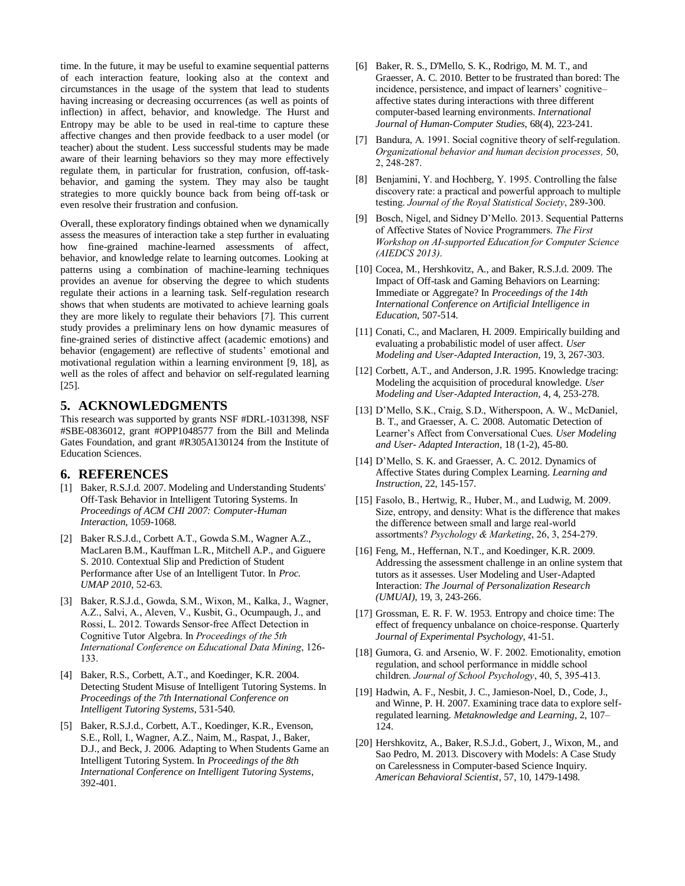time. In the future, it may be useful to examine sequential patterns of each interaction feature, looking also at the context and circumstances in the usage of the system that lead to students having increasing or decreasing occurrences (as well as points of inflection) in affect, behavior, and knowledge. The Hurst and Entropy may be able to be used in real-time to capture these affective changes and then provide feedback to a user model (or teacher) about the student. Less successful students may be made aware of their learning behaviors so they may more effectively regulate them, in particular for frustration, confusion, off-task-behavior, and gaming the system. They may also be taught strategies to more quickly bounce back from being off-task or even resolve their frustration and confusion.

Overall, these exploratory findings obtained when we dynamically assess the measures of interaction take a step further in evaluating how fine-grained machine-learned assessments of affect, behavior, and knowledge relate to learning outcomes. Looking at patterns using a combination of machine-learning techniques provides an avenue for observing the degree to which students regulate their actions in a learning task. Self-regulation research shows that when students are motivated to achieve learning goals they are more likely to regulate their behaviors [7]. This current study provides a preliminary lens on how dynamic measures of fine-grained series of distinctive affect (academic emotions) and behavior (engagement) are reflective of students' emotional and motivational regulation within a learning environment [9, 18], as well as the roles of affect and behavior on self-regulated learning [25].

## 5. ACKNOWLEDGMENTS

This research was supported by grants NSF #DRL-1031398, NSF #SBE-0836012, grant #OPP1048577 from the Bill and Melinda Gates Foundation, and grant #R305A130124 from the Institute of Education Sciences.

## 6. REFERENCES

[1] Baker, R.S.J.d. 2007. Modeling and Understanding Students' Off-Task Behavior in Intelligent Tutoring Systems. In *Proceedings of ACM CHI 2007: Computer-Human Interaction*, 1059-1068.

[2] Baker R.S.J.d., Corbett A.T., Gowda S.M., Wagner A.Z., MacLaren B.M., Kauffman L.R., Mitchell A.P., and Giguere S. 2010. Contextual Slip and Prediction of Student Performance after Use of an Intelligent Tutor. In *Proc. UMAP 2010*, 52-63.

[3] Baker, R.S.J.d., Gowda, S.M., Wixon, M., Kalka, J., Wagner, A.Z., Salvi, A., Aleven, V., Kusbit, G., Ocumpaugh, J., and Rossi, L. 2012. Towards Sensor-free Affect Detection in Cognitive Tutor Algebra. In *Proceedings of the 5th International Conference on Educational Data Mining*, 126-133.

[4] Baker, R.S., Corbett, A.T., and Koedinger, K.R. 2004. Detecting Student Misuse of Intelligent Tutoring Systems. In *Proceedings of the 7th International Conference on Intelligent Tutoring Systems*, 531-540.

[5] Baker, R.S.J.d., Corbett, A.T., Koedinger, K.R., Evenson, S.E., Roll, I., Wagner, A.Z., Naim, M., Raspat, J., Baker, D.J., and Beck, J. 2006. Adapting to When Students Game an Intelligent Tutoring System. In *Proceedings of the 8th International Conference on Intelligent Tutoring Systems*, 392-401.

[6] Baker, R. S., D'Mello, S. K., Rodrigo, M. M. T., and Graesser, A. C. 2010. Better to be frustrated than bored: The incidence, persistence, and impact of learners' cognitive–affective states during interactions with three different computer-based learning environments. *International Journal of Human-Computer Studies*, 68(4), 223-241.

[7] Bandura, A. 1991. Social cognitive theory of self-regulation. *Organizational behavior and human decision processes,* 50, 2, 248-287.

[8] Benjamini, Y. and Hochberg, Y. 1995. Controlling the false discovery rate: a practical and powerful approach to multiple testing. *Journal of the Royal Statistical Society*, 289-300.

[9] Bosch, Nigel, and Sidney D'Mello. 2013. Sequential Patterns of Affective States of Novice Programmers. *The First Workshop on AI-supported Education for Computer Science (AIEDCS 2013)*.

[10] Cocea, M., Hershkovitz, A., and Baker, R.S.J.d. 2009. The Impact of Off-task and Gaming Behaviors on Learning: Immediate or Aggregate? In *Proceedings of the 14th International Conference on Artificial Intelligence in Education*, 507-514.

[11] Conati, C., and Maclaren, H. 2009. Empirically building and evaluating a probabilistic model of user affect. *User Modeling and User-Adapted Interaction*, 19, 3, 267-303.

[12] Corbett, A.T., and Anderson, J.R. 1995. Knowledge tracing: Modeling the acquisition of procedural knowledge. *User Modeling and User-Adapted Interaction*, 4, 4, 253-278.

[13] D'Mello, S.K., Craig, S.D., Witherspoon, A. W., McDaniel, B. T., and Graesser, A. C. 2008. Automatic Detection of Learner's Affect from Conversational Cues. *User Modeling and User- Adapted Interaction*, 18 (1-2), 45-80.

[14] D'Mello, S. K. and Graesser, A. C. 2012. Dynamics of Affective States during Complex Learning. *Learning and Instruction*, 22, 145-157.

[15] Fasolo, B., Hertwig, R., Huber, M., and Ludwig, M. 2009. Size, entropy, and density: What is the difference that makes the difference between small and large real-world assortments? *Psychology & Marketing*, 26, 3, 254-279.

[16] Feng, M., Heffernan, N.T., and Koedinger, K.R. 2009. Addressing the assessment challenge in an online system that tutors as it assesses. User Modeling and User-Adapted Interaction: *The Journal of Personalization Research (UMUAI)*, 19, 3, 243-266.

[17] Grossman, E. R. F. W. 1953. Entropy and choice time: The effect of frequency unbalance on choice-response. Quarterly *Journal of Experimental Psychology,* 41-51.

[18] Gumora, G. and Arsenio, W. F. 2002. Emotionality, emotion regulation, and school performance in middle school children. *Journal of School Psychology*, 40, 5, 395-413.

[19] Hadwin, A. F., Nesbit, J. C., Jamieson-Noel, D., Code, J., and Winne, P. H. 2007. Examining trace data to explore self-regulated learning. *Metaknowledge and Learning*, 2, 107–124.

[20] Hershkovitz, A., Baker, R.S.J.d., Gobert, J., Wixon, M., and Sao Pedro, M. 2013. Discovery with Models: A Case Study on Carelessness in Computer-based Science Inquiry. *American Behavioral Scientist*, 57, 10, 1479-1498.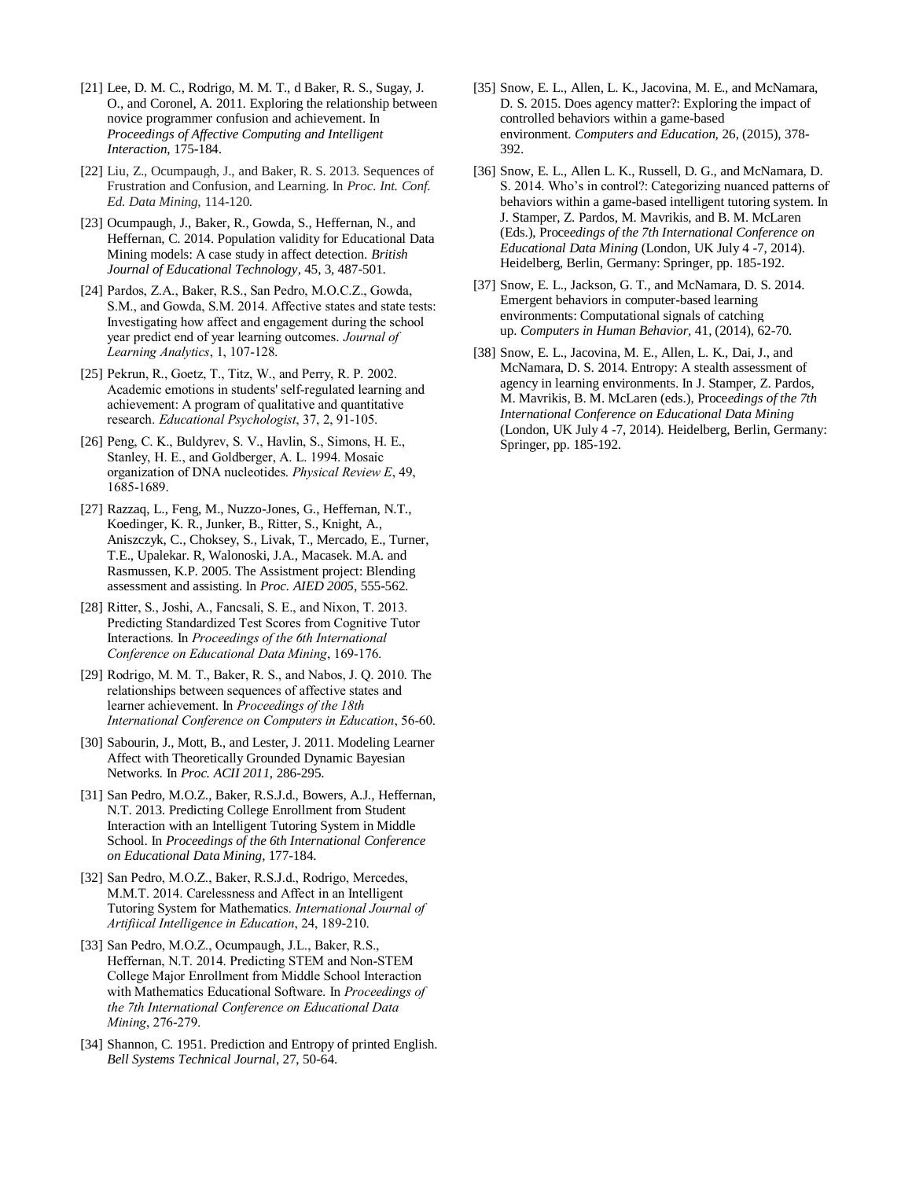[21] Lee, D. M. C., Rodrigo, M. M. T., d Baker, R. S., Sugay, J. O., and Coronel, A. 2011. Exploring the relationship between novice programmer confusion and achievement. In *Proceedings of Affective Computing and Intelligent Interaction*, 175-184.

[22] Liu, Z., Ocumpaugh, J., and Baker, R. S. 2013. Sequences of Frustration and Confusion, and Learning. In *Proc. Int. Conf. Ed. Data Mining,* 114-120.

[23] Ocumpaugh, J., Baker, R., Gowda, S., Heffernan, N., and Heffernan, C. 2014. Population validity for Educational Data Mining models: A case study in affect detection. *British Journal of Educational Technology*, 45, 3, 487-501.

[24] Pardos, Z.A., Baker, R.S., San Pedro, M.O.C.Z., Gowda, S.M., and Gowda, S.M. 2014. Affective states and state tests: Investigating how affect and engagement during the school year predict end of year learning outcomes. *Journal of Learning Analytics*, 1, 107-128.

[25] Pekrun, R., Goetz, T., Titz, W., and Perry, R. P. 2002. Academic emotions in students' self-regulated learning and achievement: A program of qualitative and quantitative research. *Educational Psychologist*, 37, 2, 91-105.

[26] Peng, C. K., Buldyrev, S. V., Havlin, S., Simons, H. E., Stanley, H. E., and Goldberger, A. L. 1994. Mosaic organization of DNA nucleotides. *Physical Review E*, 49, 1685-1689.

[27] Razzaq, L., Feng, M., Nuzzo-Jones, G., Heffernan, N.T., Koedinger, K. R., Junker, B., Ritter, S., Knight, A., Aniszczyk, C., Choksey, S., Livak, T., Mercado, E., Turner, T.E., Upalekar. R, Walonoski, J.A., Macasek. M.A. and Rasmussen, K.P. 2005. The Assistment project: Blending assessment and assisting. In *Proc. AIED 2005*, 555-562.

[28] Ritter, S., Joshi, A., Fancsali, S. E., and Nixon, T. 2013. Predicting Standardized Test Scores from Cognitive Tutor Interactions. In *Proceedings of the 6th International Conference on Educational Data Mining*, 169-176.

[29] Rodrigo, M. M. T., Baker, R. S., and Nabos, J. Q. 2010. The relationships between sequences of affective states and learner achievement. In *Proceedings of the 18th International Conference on Computers in Education*, 56-60.

[30] Sabourin, J., Mott, B., and Lester, J. 2011. Modeling Learner Affect with Theoretically Grounded Dynamic Bayesian Networks. In *Proc. ACII 2011,* 286-295.

[31] San Pedro, M.O.Z., Baker, R.S.J.d., Bowers, A.J., Heffernan, N.T. 2013. Predicting College Enrollment from Student Interaction with an Intelligent Tutoring System in Middle School. In *Proceedings of the 6th International Conference on Educational Data Mining,* 177-184.

[32] San Pedro, M.O.Z., Baker, R.S.J.d., Rodrigo, Mercedes, M.M.T. 2014. Carelessness and Affect in an Intelligent Tutoring System for Mathematics. *International Journal of Artifiical Intelligence in Education*, 24, 189-210.

[33] San Pedro, M.O.Z., Ocumpaugh, J.L., Baker, R.S., Heffernan, N.T. 2014. Predicting STEM and Non-STEM College Major Enrollment from Middle School Interaction with Mathematics Educational Software. In *Proceedings of the 7th International Conference on Educational Data Mining*, 276-279.

[34] Shannon, C. 1951. Prediction and Entropy of printed English. *Bell Systems Technical Journal*, 27, 50-64.

[35] Snow, E. L., Allen, L. K., Jacovina, M. E., and McNamara, D. S. 2015. Does agency matter?: Exploring the impact of controlled behaviors within a game-based environment. *Computers and Education,* 26, (2015), 378-392.

[36] Snow, E. L., Allen L. K., Russell, D. G., and McNamara, D. S. 2014. Who's in control?: Categorizing nuanced patterns of behaviors within a game-based intelligent tutoring system. In J. Stamper, Z. Pardos, M. Mavrikis, and B. M. McLaren (Eds.), Proce*edings of the 7th International Conference on Educational Data Mining* (London, UK July 4 -7, 2014). Heidelberg, Berlin, Germany: Springer, pp. 185-192.

[37] Snow, E. L., Jackson, G. T., and McNamara, D. S. 2014. Emergent behaviors in computer-based learning environments: Computational signals of catching up. *Computers in Human Behavior,* 41, (2014), 62-70.

[38] Snow, E. L., Jacovina, M. E., Allen, L. K., Dai, J., and McNamara, D. S. 2014. Entropy: A stealth assessment of agency in learning environments. In J. Stamper, Z. Pardos, M. Mavrikis, B. M. McLaren (eds.), Proce*edings of the 7th International Conference on Educational Data Mining* (London, UK July 4 -7, 2014). Heidelberg, Berlin, Germany: Springer, pp. 185-192.